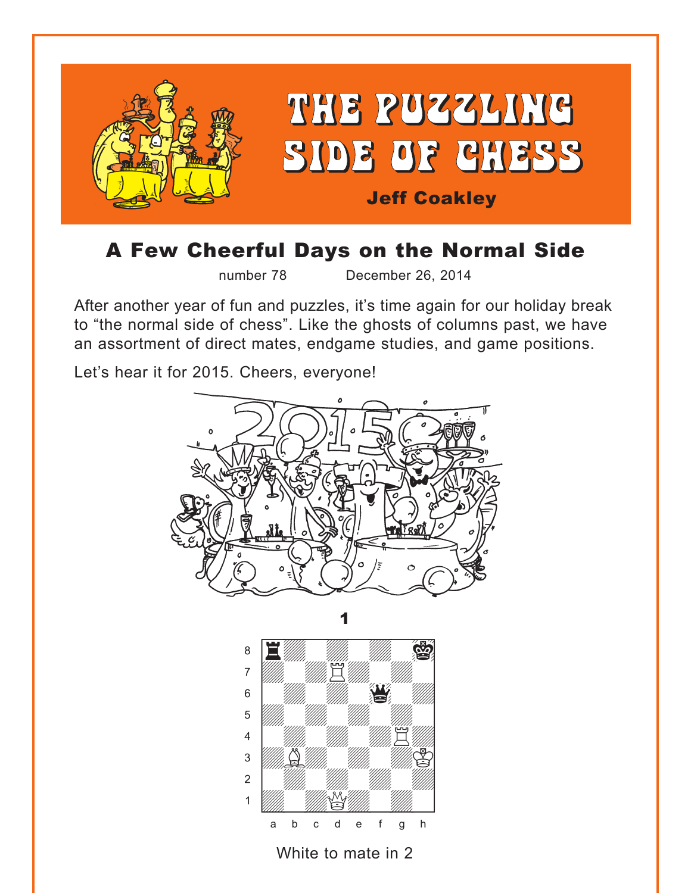# THE PUZZLING SIDE OF CHESS

**Jeff Coakley**

## A Few Cheerful Days on the Normal Side

number 78 December 26, 2014

After another year of fun and puzzles, it's time again for our holiday break to "the normal side of chess". Like the ghosts of columns past, we have an assortment of direct mates, endgame studies, and game positions.

Let's hear it for 2015. Cheers, everyone!

**1**

White to mate in 2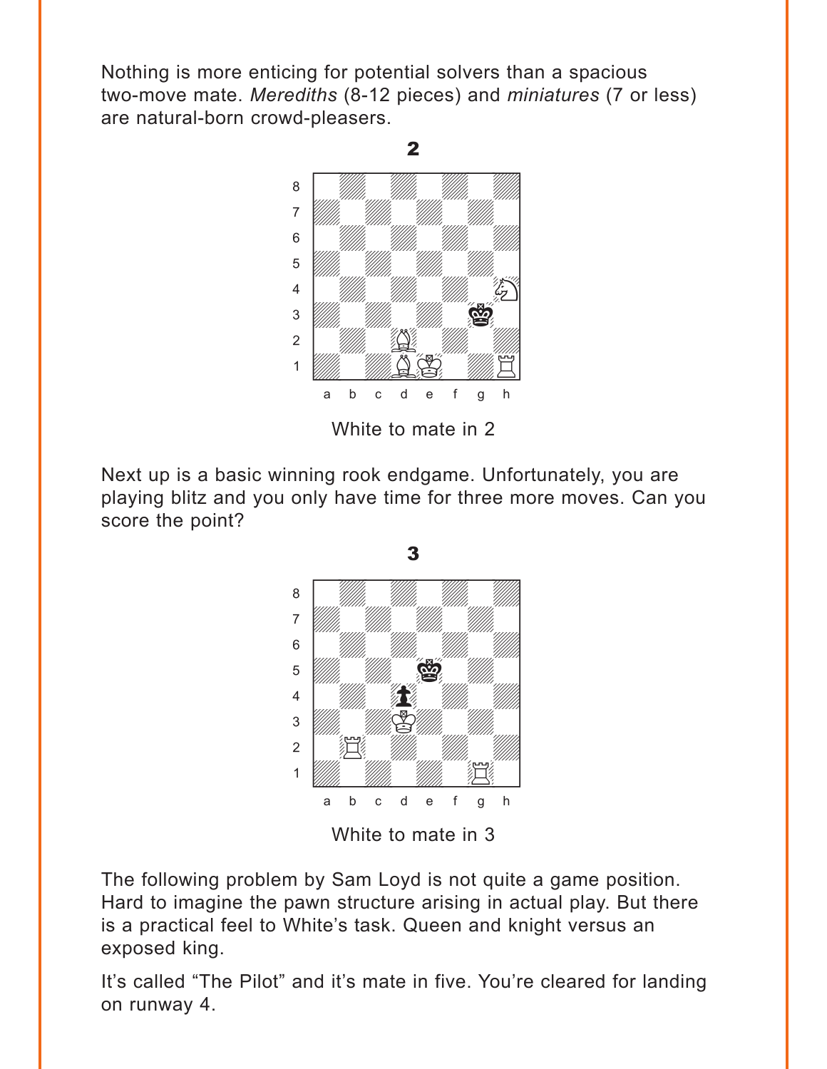Nothing is more enticing for potential solvers than a spacious two-move mate. *Merediths* (8-12 pieces) and *miniatures* (7 or less) are natural-born crowd-pleasers.

**2**

White to mate in 2

Next up is a basic winning rook endgame. Unfortunately, you are playing blitz and you only have time for three more moves. Can you score the point?

**3**

White to mate in 3

The following problem by Sam Loyd is not quite a game position. Hard to imagine the pawn structure arising in actual play. But there is a practical feel to White's task. Queen and knight versus an exposed king.

It's called "The Pilot" and it's mate in five. You're cleared for landing on runway 4.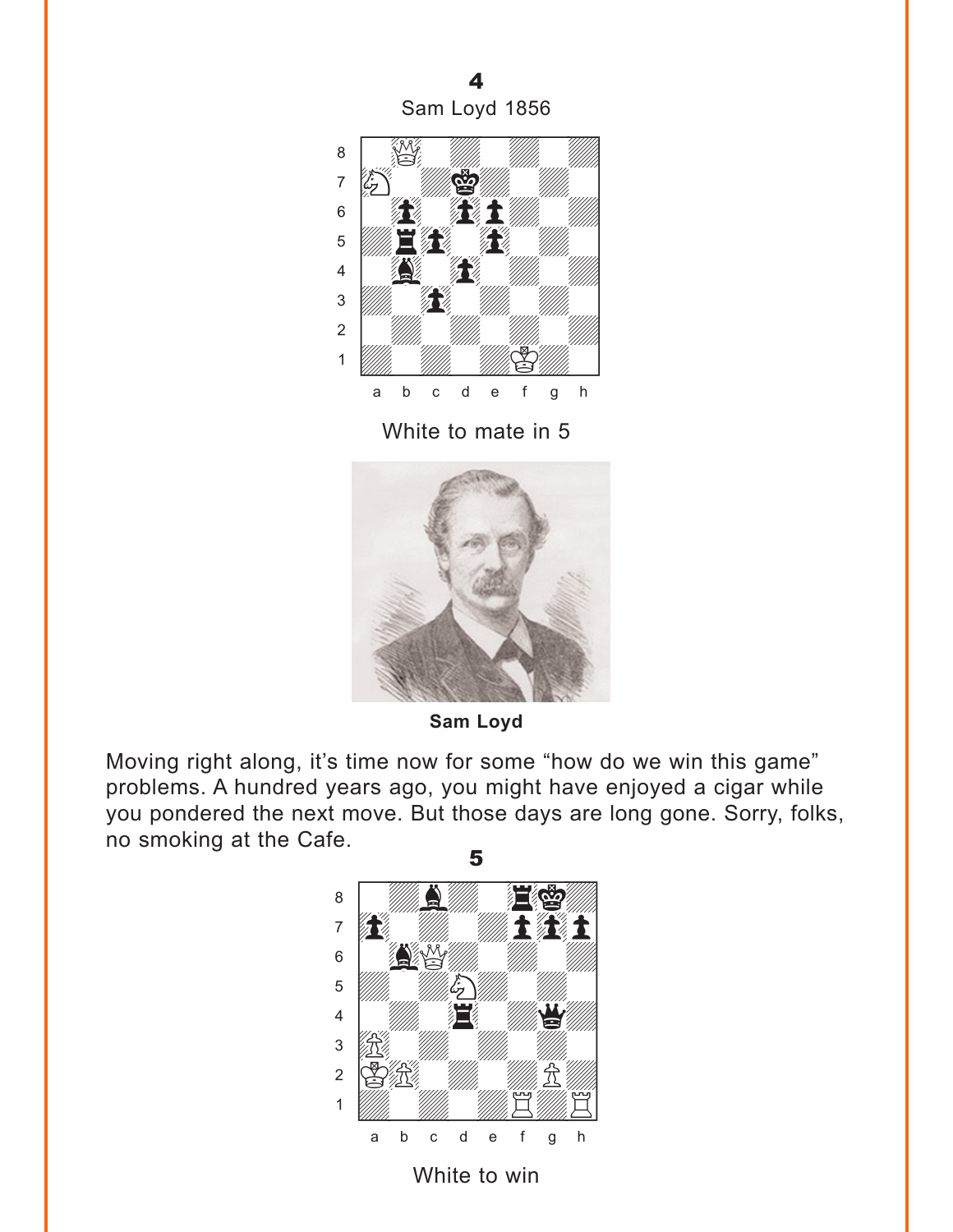**4**

Sam Loyd 1856

White to mate in 5

**Sam Loyd**

Moving right along, it's time now for some "how do we win this game" problems. A hundred years ago, you might have enjoyed a cigar while you pondered the next move. But those days are long gone. Sorry, folks, no smoking at the Cafe.

**5**

White to win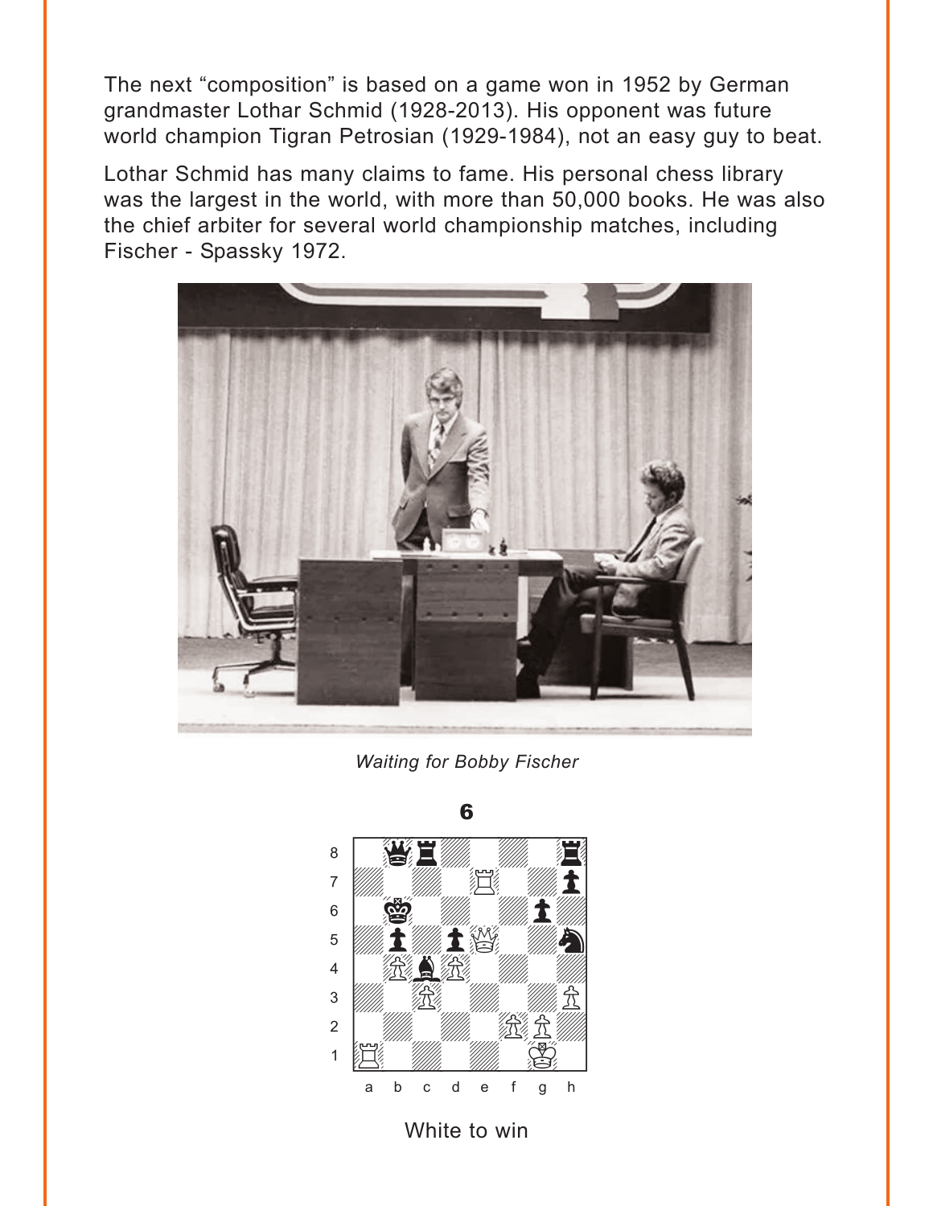The next "composition" is based on a game won in 1952 by German grandmaster Lothar Schmid (1928-2013). His opponent was future world champion Tigran Petrosian (1929-1984), not an easy guy to beat.

Lothar Schmid has many claims to fame. His personal chess library was the largest in the world, with more than 50,000 books. He was also the chief arbiter for several world championship matches, including Fischer - Spassky 1972.

*Waiting for Bobby Fischer*

**6**

8
7
6
5
4
3
2
1

a b c d e f g h

White to win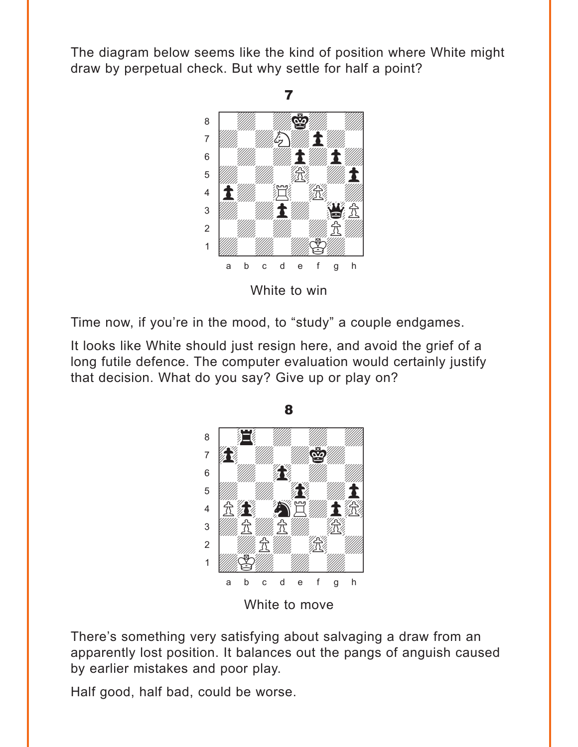The diagram below seems like the kind of position where White might draw by perpetual check. But why settle for half a point?

**7**

White to win

Time now, if you're in the mood, to "study" a couple endgames.

It looks like White should just resign here, and avoid the grief of a long futile defence. The computer evaluation would certainly justify that decision. What do you say? Give up or play on?

**8**

White to move

There's something very satisfying about salvaging a draw from an apparently lost position. It balances out the pangs of anguish caused by earlier mistakes and poor play.

Half good, half bad, could be worse.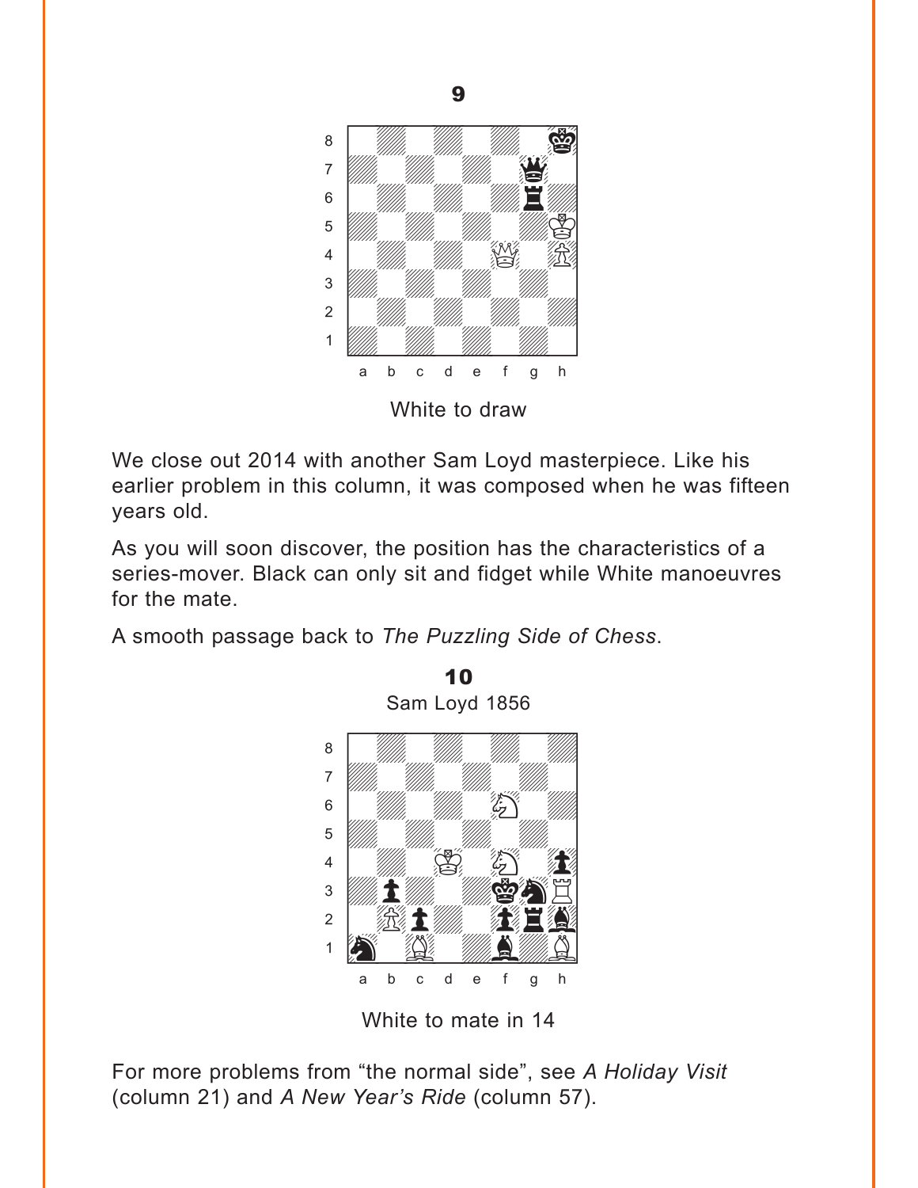**9**

White to draw

We close out 2014 with another Sam Loyd masterpiece. Like his earlier problem in this column, it was composed when he was fifteen years old.

As you will soon discover, the position has the characteristics of a series-mover. Black can only sit and fidget while White manoeuvres for the mate.

A smooth passage back to *The Puzzling Side of Chess*.

**10**

Sam Loyd 1856

White to mate in 14

For more problems from “the normal side”, see *A Holiday Visit* (column 21) and *A New Year’s Ride* (column 57).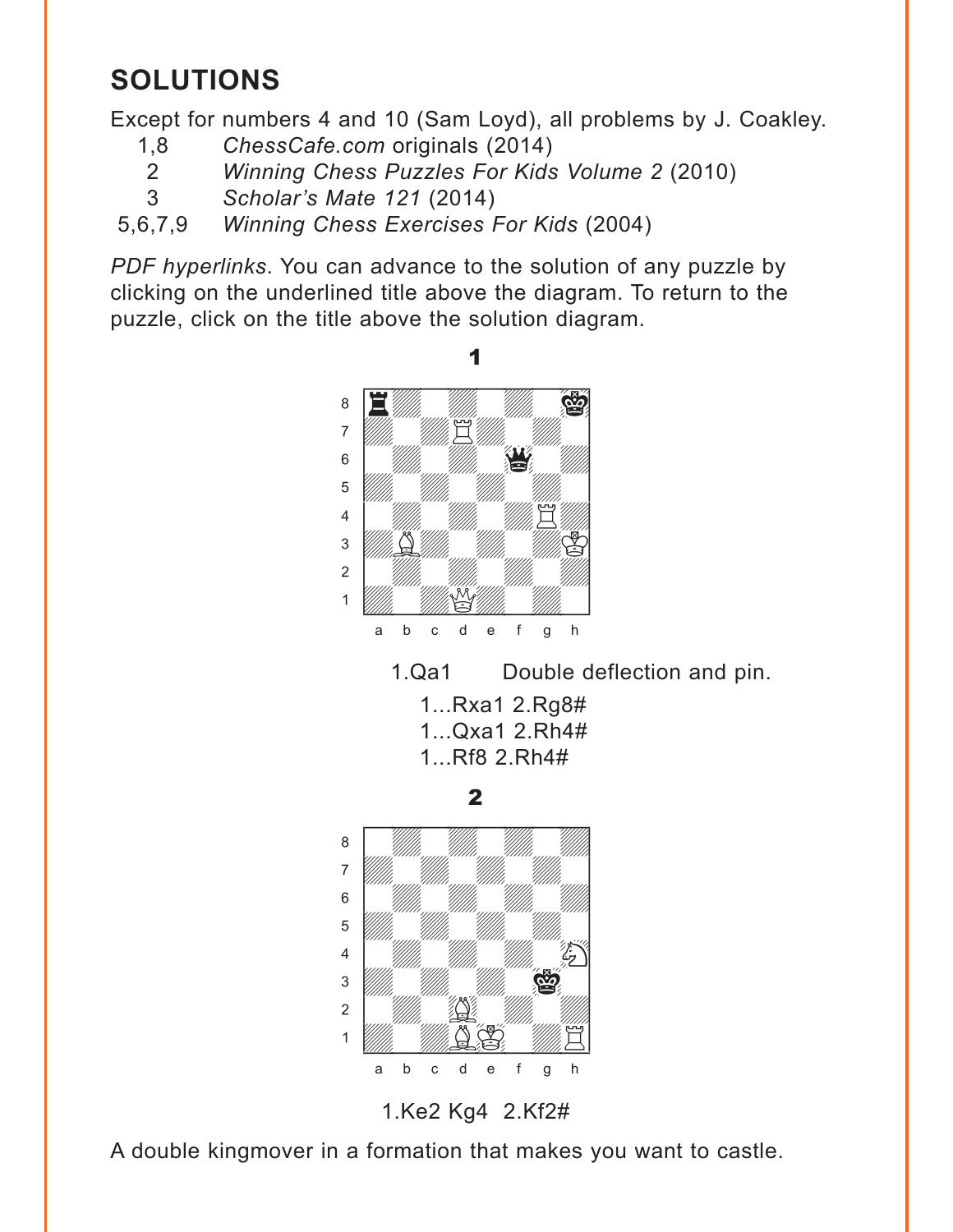# SOLUTIONS

Except for numbers 4 and 10 (Sam Loyd), all problems by J. Coakley.

| | |
|---|---|
| 1,8 | *ChessCafe.com* originals (2014) |
| 2 | *Winning Chess Puzzles For Kids Volume 2* (2010) |
| 3 | *Scholar's Mate 121* (2014) |
| 5,6,7,9 | *Winning Chess Exercises For Kids* (2004) |

*PDF hyperlinks*. You can advance to the solution of any puzzle by clicking on the underlined title above the diagram. To return to the puzzle, click on the title above the solution diagram.

## 1

1.Qa1 Double deflection and pin.

1...Rxa1 2.Rg8#
1...Qxa1 2.Rh4#
1...Rf8 2.Rh4#

## 2

1.Ke2 Kg4 2.Kf2#

A double kingmover in a formation that makes you want to castle.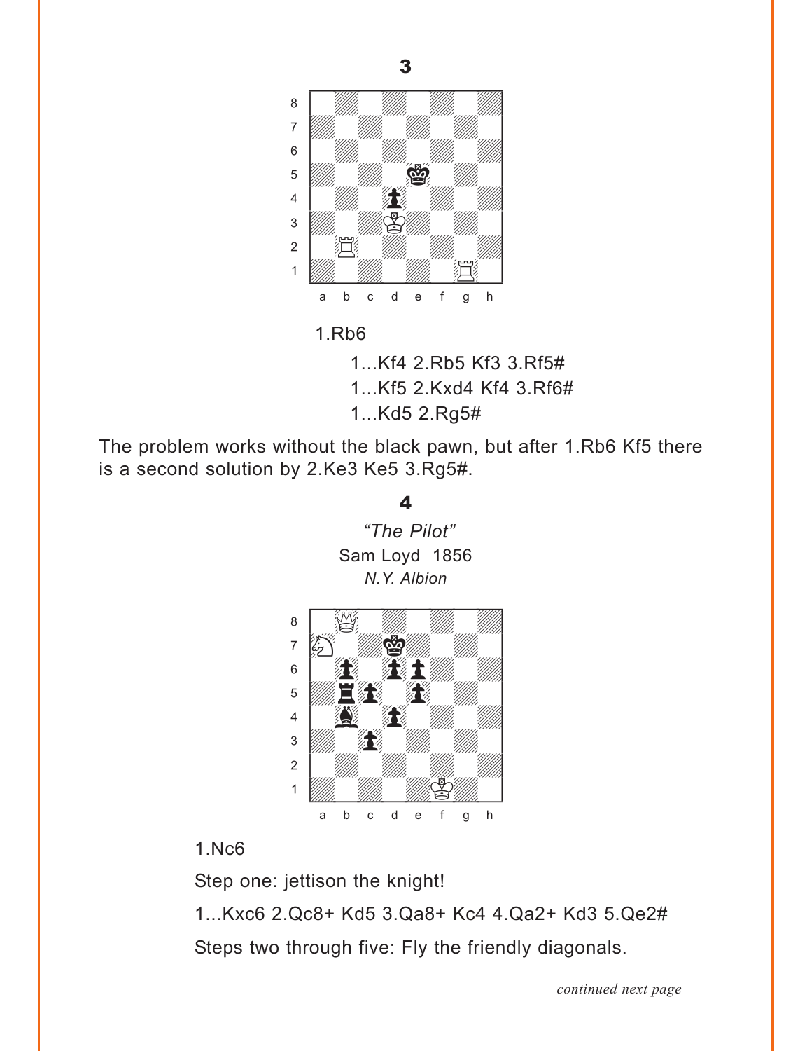**3**

1.Rb6

1...Kf4 2.Rb5 Kf3 3.Rf5#
1...Kf5 2.Kxd4 Kf4 3.Rf6#
1...Kd5 2.Rg5#

The problem works without the black pawn, but after 1.Rb6 Kf5 there is a second solution by 2.Ke3 Ke5 3.Rg5#.

**4**

*"The Pilot"*
Sam Loyd 1856
*N.Y. Albion*

1.Nc6

Step one: jettison the knight!

1...Kxc6 2.Qc8+ Kd5 3.Qa8+ Kc4 4.Qa2+ Kd3 5.Qe2#

Steps two through five: Fly the friendly diagonals.

*continued next page*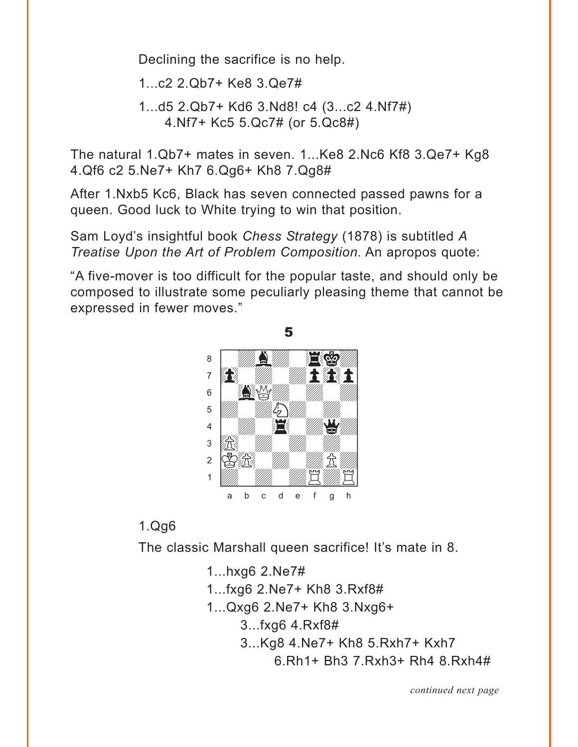Declining the sacrifice is no help.

1...c2 2.Qb7+ Ke8 3.Qe7#

1...d5 2.Qb7+ Kd6 3.Nd8! c4 (3...c2 4.Nf7#) 4.Nf7+ Kc5 5.Qc7# (or 5.Qc8#)

The natural 1.Qb7+ mates in seven. 1...Ke8 2.Nc6 Kf8 3.Qe7+ Kg8 4.Qf6 c2 5.Ne7+ Kh7 6.Qg6+ Kh8 7.Qg8#

After 1.Nxb5 Kc6, Black has seven connected passed pawns for a queen. Good luck to White trying to win that position.

Sam Loyd's insightful book *Chess Strategy* (1878) is subtitled *A Treatise Upon the Art of Problem Composition*. An apropos quote:

"A five-mover is too difficult for the popular taste, and should only be composed to illustrate some peculiarly pleasing theme that cannot be expressed in fewer moves."

**5**

1.Qg6

The classic Marshall queen sacrifice! It's mate in 8.

1...hxg6 2.Ne7#

1...fxg6 2.Ne7+ Kh8 3.Rxf8#

1...Qxg6 2.Ne7+ Kh8 3.Nxg6+

3...fxg6 4.Rxf8#

3...Kg8 4.Ne7+ Kh8 5.Rxh7+ Kxh7 6.Rh1+ Bh3 7.Rxh3+ Rh4 8.Rxh4#

*continued next page*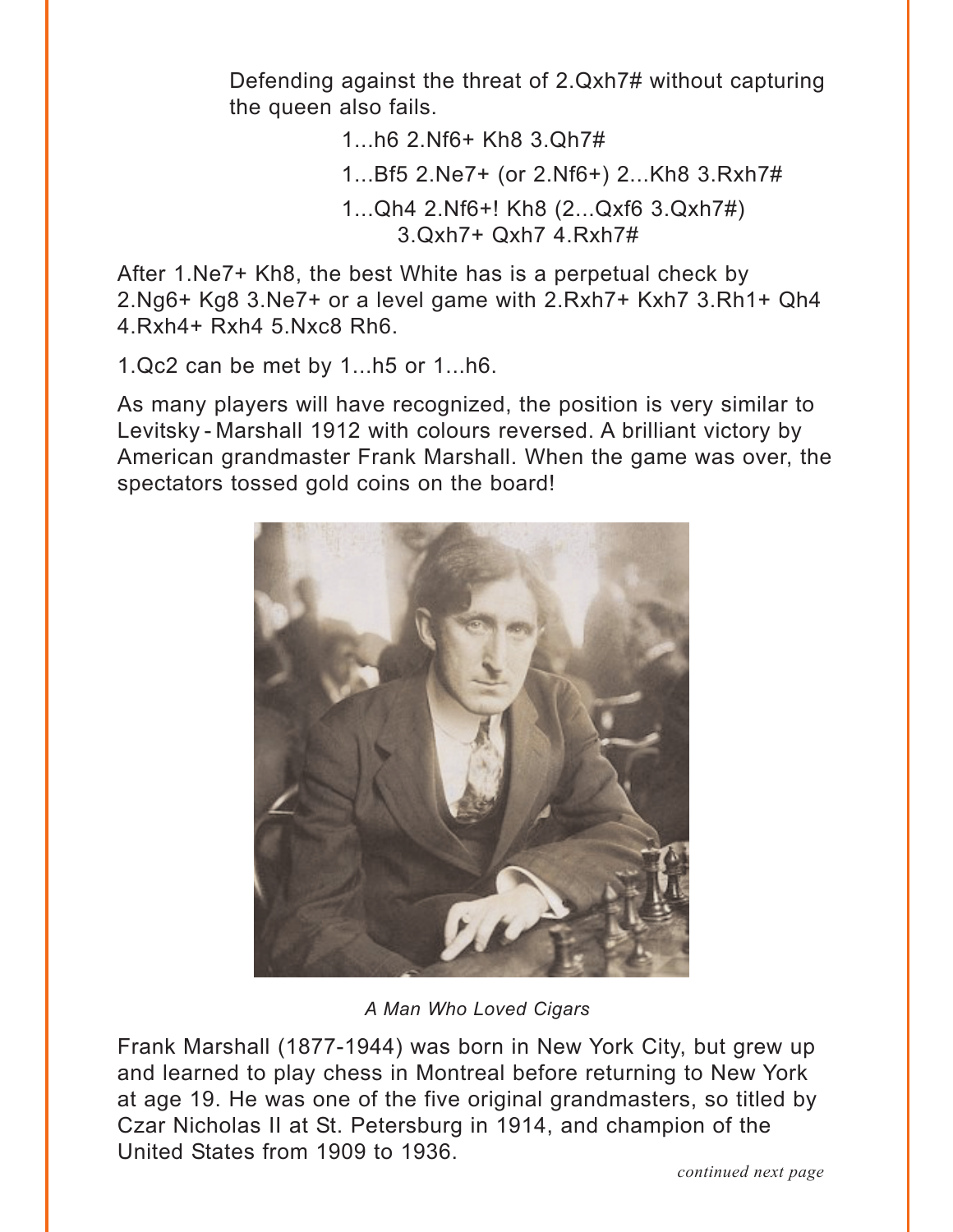Defending against the threat of 2.Qxh7# without capturing the queen also fails.

1...h6 2.Nf6+ Kh8 3.Qh7#

1...Bf5 2.Ne7+ (or 2.Nf6+) 2...Kh8 3.Rxh7#

1...Qh4 2.Nf6+! Kh8 (2...Qxf6 3.Qxh7#) 3.Qxh7+ Qxh7 4.Rxh7#

After 1.Ne7+ Kh8, the best White has is a perpetual check by 2.Ng6+ Kg8 3.Ne7+ or a level game with 2.Rxh7+ Kxh7 3.Rh1+ Qh4 4.Rxh4+ Rxh4 5.Nxc8 Rh6.

1.Qc2 can be met by 1...h5 or 1...h6.

As many players will have recognized, the position is very similar to Levitsky - Marshall 1912 with colours reversed. A brilliant victory by American grandmaster Frank Marshall. When the game was over, the spectators tossed gold coins on the board!

*A Man Who Loved Cigars*

Frank Marshall (1877-1944) was born in New York City, but grew up and learned to play chess in Montreal before returning to New York at age 19. He was one of the five original grandmasters, so titled by Czar Nicholas II at St. Petersburg in 1914, and champion of the United States from 1909 to 1936.

*continued next page*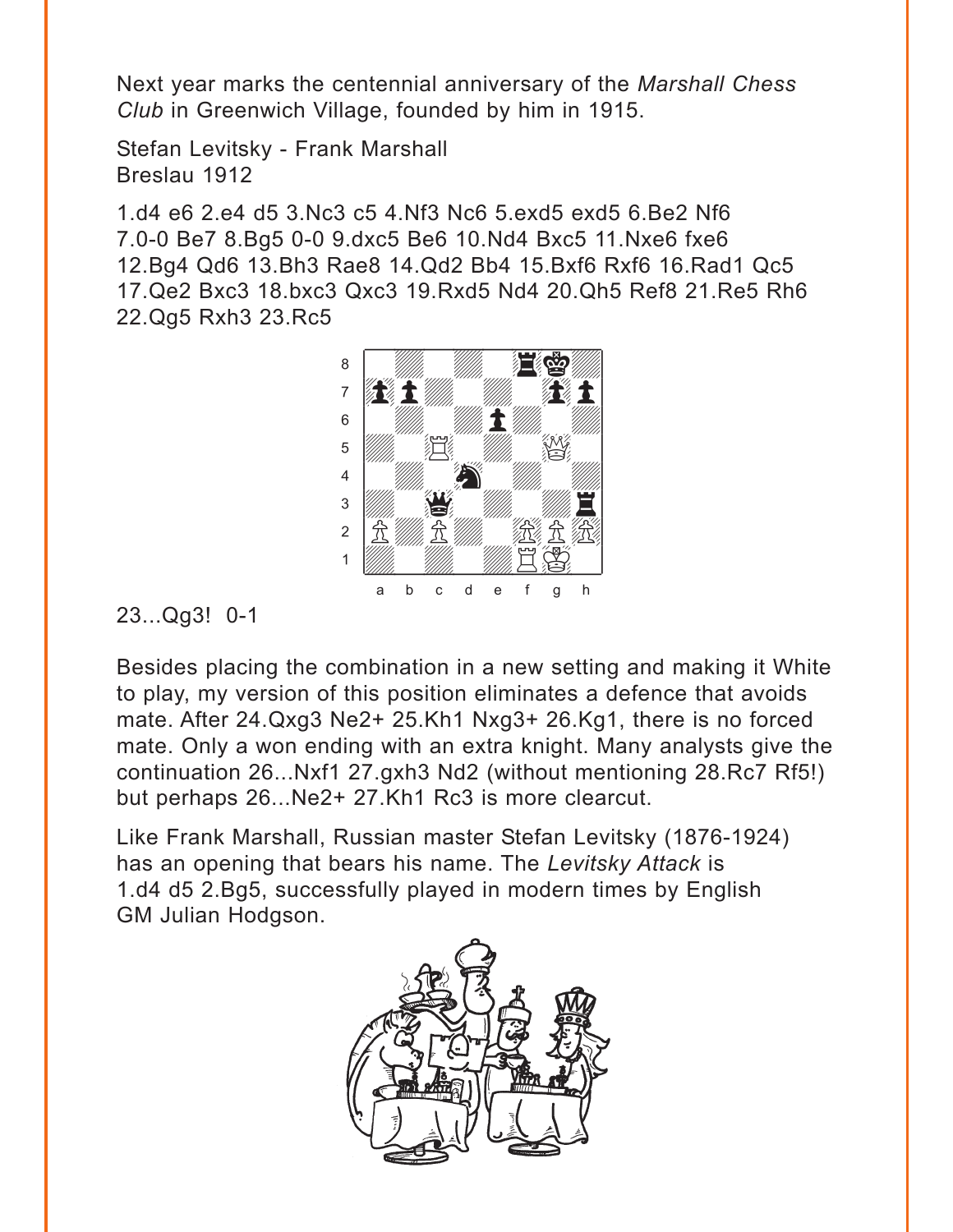Next year marks the centennial anniversary of the *Marshall Chess Club* in Greenwich Village, founded by him in 1915.

Stefan Levitsky - Frank Marshall
Breslau 1912

1.d4 e6 2.e4 d5 3.Nc3 c5 4.Nf3 Nc6 5.exd5 exd5 6.Be2 Nf6 7.0-0 Be7 8.Bg5 0-0 9.dxc5 Be6 10.Nd4 Bxc5 11.Nxe6 fxe6 12.Bg4 Qd6 13.Bh3 Rae8 14.Qd2 Bb4 15.Bxf6 Rxf6 16.Rad1 Qc5 17.Qe2 Bxc3 18.bxc3 Qxc3 19.Rxd5 Nd4 20.Qh5 Ref8 21.Re5 Rh6 22.Qg5 Rxh3 23.Rc5

8
7
6
5
4
3
2
1
a b c d e f g h

23...Qg3! 0-1

Besides placing the combination in a new setting and making it White to play, my version of this position eliminates a defence that avoids mate. After 24.Qxg3 Ne2+ 25.Kh1 Nxg3+ 26.Kg1, there is no forced mate. Only a won ending with an extra knight. Many analysts give the continuation 26...Nxf1 27.gxh3 Nd2 (without mentioning 28.Rc7 Rf5!) but perhaps 26...Ne2+ 27.Kh1 Rc3 is more clearcut.

Like Frank Marshall, Russian master Stefan Levitsky (1876-1924) has an opening that bears his name. The *Levitsky Attack* is 1.d4 d5 2.Bg5, successfully played in modern times by English GM Julian Hodgson.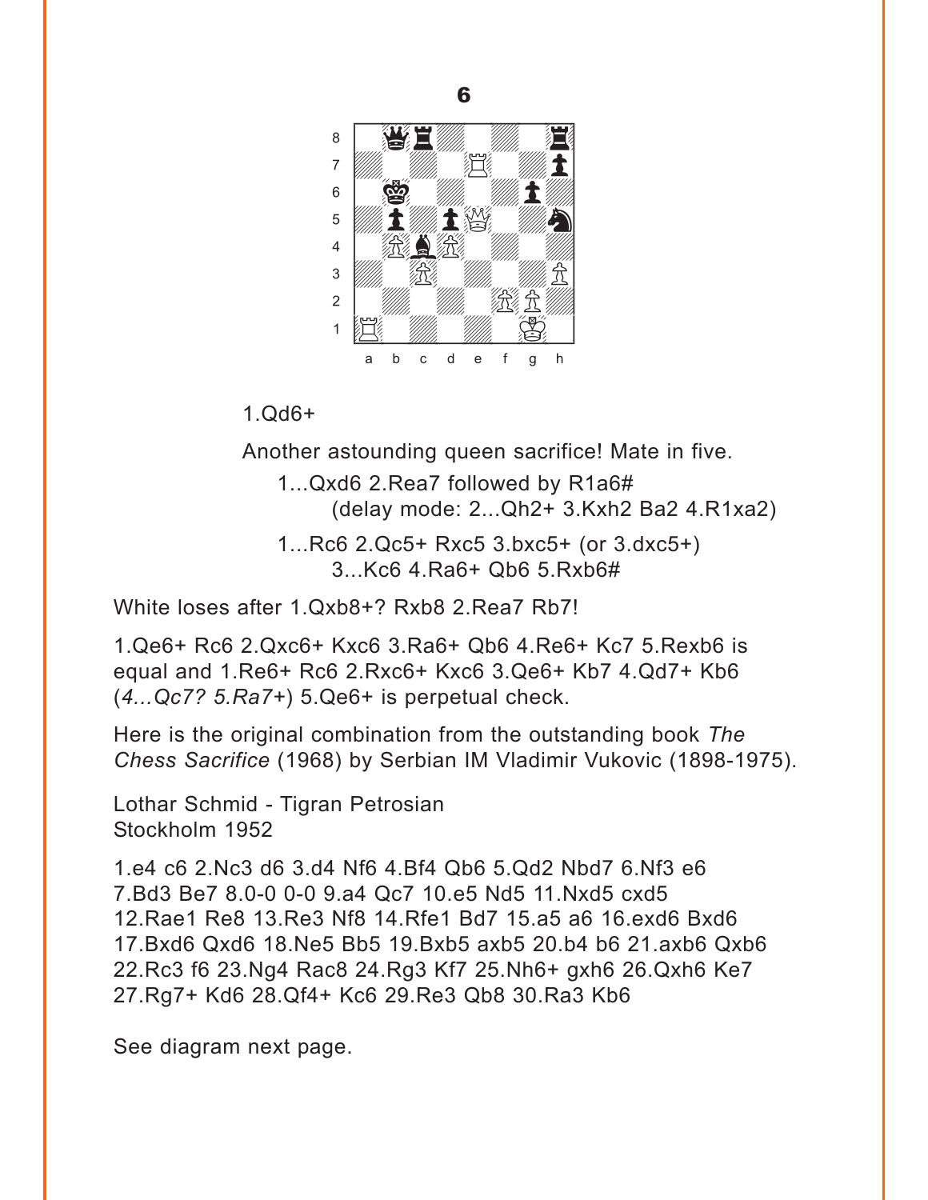**6**

1.Qd6+

Another astounding queen sacrifice! Mate in five.

1...Qxd6 2.Rea7 followed by R1a6#
(delay mode: 2...Qh2+ 3.Kxh2 Ba2 4.R1xa2)

1...Rc6 2.Qc5+ Rxc5 3.bxc5+ (or 3.dxc5+)
3...Kc6 4.Ra6+ Qb6 5.Rxb6#

White loses after 1.Qxb8+? Rxb8 2.Rea7 Rb7!

1.Qe6+ Rc6 2.Qxc6+ Kxc6 3.Ra6+ Qb6 4.Re6+ Kc7 5.Rexb6 is equal and 1.Re6+ Rc6 2.Rxc6+ Kxc6 3.Qe6+ Kb7 4.Qd7+ Kb6 (*4...Qc7? 5.Ra7+*) 5.Qe6+ is perpetual check.

Here is the original combination from the outstanding book *The Chess Sacrifice* (1968) by Serbian IM Vladimir Vukovic (1898-1975).

Lothar Schmid - Tigran Petrosian
Stockholm 1952

1.e4 c6 2.Nc3 d6 3.d4 Nf6 4.Bf4 Qb6 5.Qd2 Nbd7 6.Nf3 e6 7.Bd3 Be7 8.0-0 0-0 9.a4 Qc7 10.e5 Nd5 11.Nxd5 cxd5 12.Rae1 Re8 13.Re3 Nf8 14.Rfe1 Bd7 15.a5 a6 16.exd6 Bxd6 17.Bxd6 Qxd6 18.Ne5 Bb5 19.Bxb5 axb5 20.b4 b6 21.axb6 Qxb6 22.Rc3 f6 23.Ng4 Rac8 24.Rg3 Kf7 25.Nh6+ gxh6 26.Qxh6 Ke7 27.Rg7+ Kd6 28.Qf4+ Kc6 29.Re3 Qb8 30.Ra3 Kb6

See diagram next page.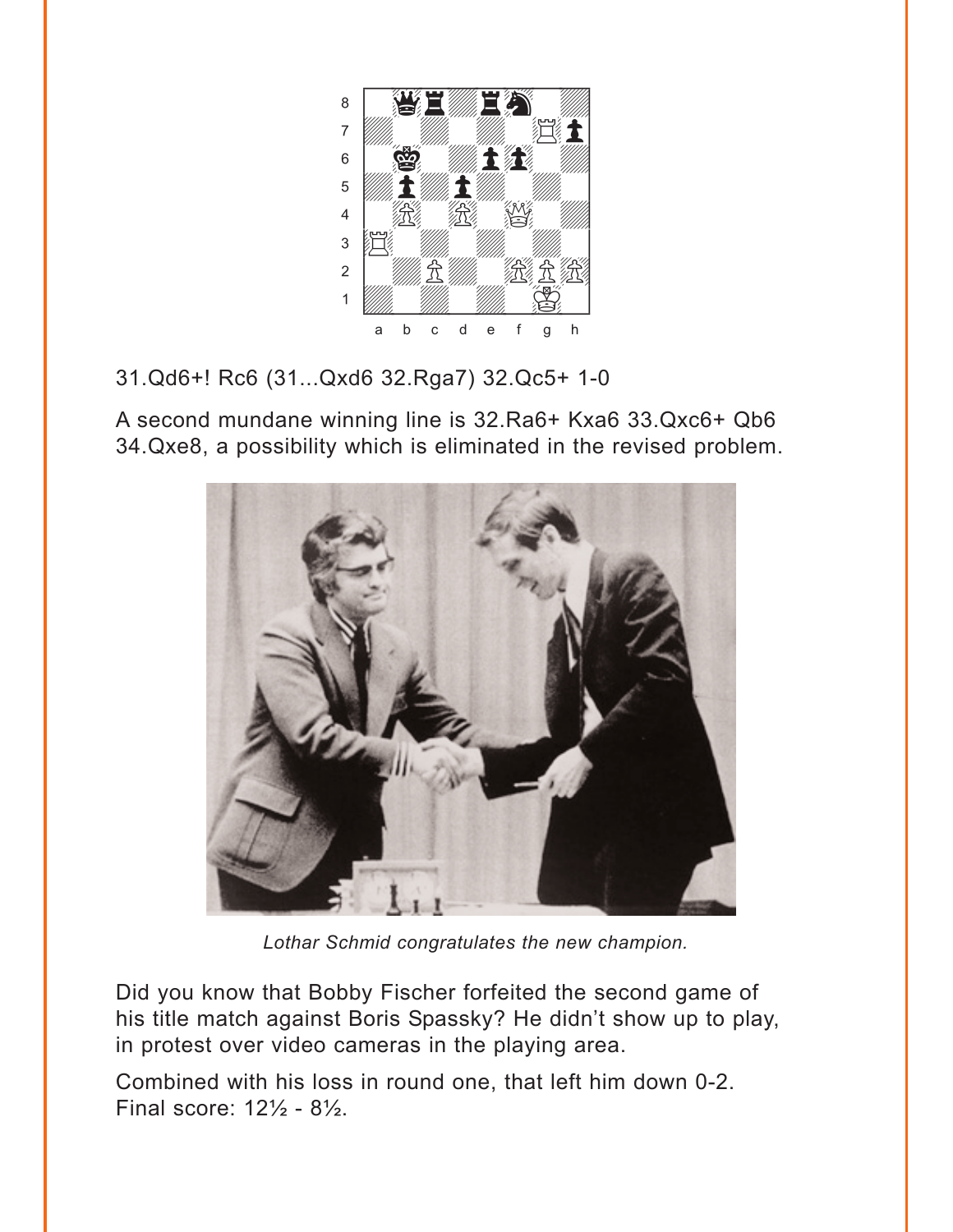31.Qd6+! Rc6 (31...Qxd6 32.Rga7) 32.Qc5+ 1-0

A second mundane winning line is 32.Ra6+ Kxa6 33.Qxc6+ Qb6 34.Qxe8, a possibility which is eliminated in the revised problem.

*Lothar Schmid congratulates the new champion.*

Did you know that Bobby Fischer forfeited the second game of his title match against Boris Spassky? He didn't show up to play, in protest over video cameras in the playing area.

Combined with his loss in round one, that left him down 0-2. Final score: 12½ - 8½.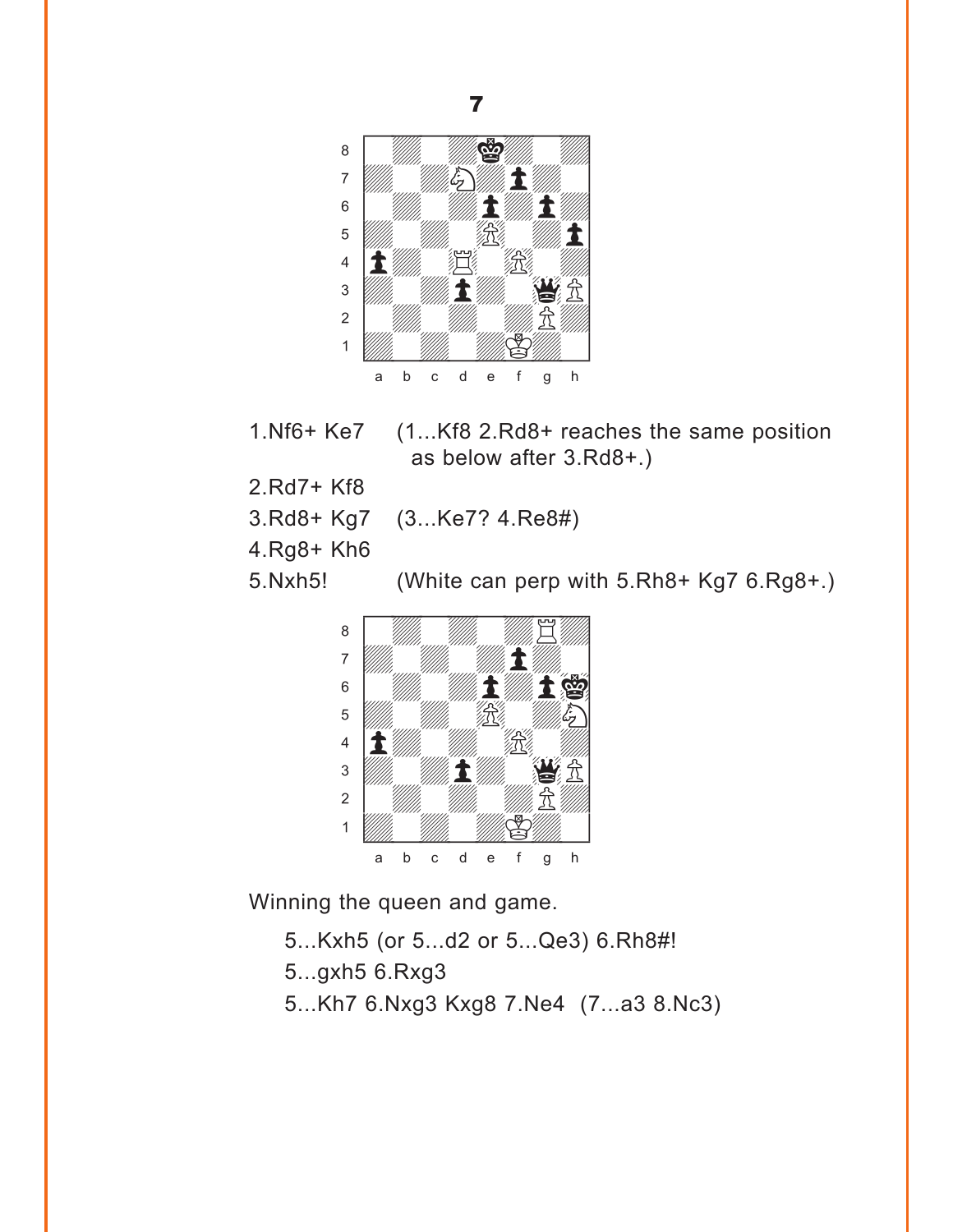# 7

1.Nf6+ Ke7 (1...Kf8 2.Rd8+ reaches the same position as below after 3.Rd8+.)

2.Rd7+ Kf8

3.Rd8+ Kg7 (3...Ke7? 4.Re8#)

4.Rg8+ Kh6

5.Nxh5! (White can perp with 5.Rh8+ Kg7 6.Rg8+.)

Winning the queen and game.

- 5...Kxh5 (or 5...d2 or 5...Qe3) 6.Rh8#!
- 5...gxh5 6.Rxg3
- 5...Kh7 6.Nxg3 Kxg8 7.Ne4 (7...a3 8.Nc3)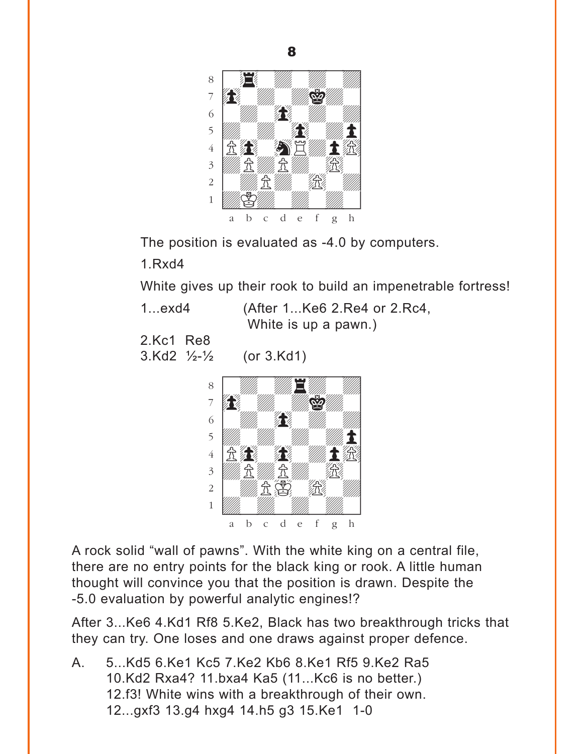**8**

The position is evaluated as -4.0 by computers.

1.Rxd4

White gives up their rook to build an impenetrable fortress!

1...exd4 (After 1...Ke6 2.Re4 or 2.Rc4, White is up a pawn.)

2.Kc1 Re8

3.Kd2 ½-½ (or 3.Kd1)

A rock solid "wall of pawns". With the white king on a central file, there are no entry points for the black king or rook. A little human thought will convince you that the position is drawn. Despite the -5.0 evaluation by powerful analytic engines!?

After 3...Ke6 4.Kd1 Rf8 5.Ke2, Black has two breakthrough tricks that they can try. One loses and one draws against proper defence.

A. 5...Kd5 6.Ke1 Kc5 7.Ke2 Kb6 8.Ke1 Rf5 9.Ke2 Ra5 10.Kd2 Rxa4? 11.bxa4 Ka5 (11...Kc6 is no better.) 12.f3! White wins with a breakthrough of their own. 12...gxf3 13.g4 hxg4 14.h5 g3 15.Ke1 1-0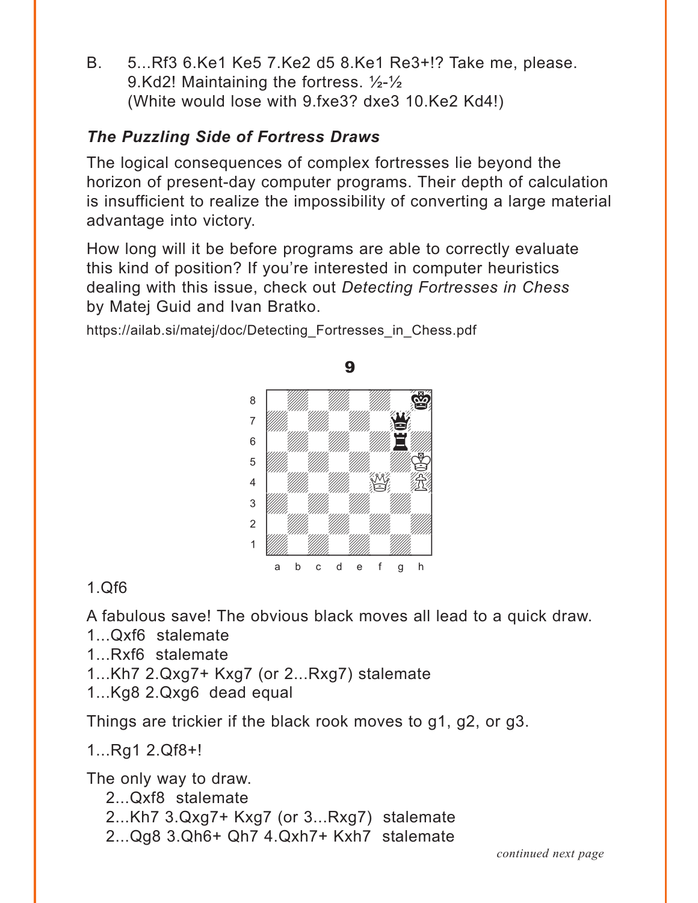B. 5...Rf3 6.Ke1 Ke5 7.Ke2 d5 8.Ke1 Re3+!? Take me, please. 9.Kd2! Maintaining the fortress. ½-½
(White would lose with 9.fxe3? dxe3 10.Ke2 Kd4!)

### *The Puzzling Side of Fortress Draws*

The logical consequences of complex fortresses lie beyond the horizon of present-day computer programs. Their depth of calculation is insufficient to realize the impossibility of converting a large material advantage into victory.

How long will it be before programs are able to correctly evaluate this kind of position? If you're interested in computer heuristics dealing with this issue, check out *Detecting Fortresses in Chess* by Matej Guid and Ivan Bratko.

https://ailab.si/matej/doc/Detecting_Fortresses_in_Chess.pdf

**9**

1.Qf6

A fabulous save! The obvious black moves all lead to a quick draw.

1...Qxf6 stalemate
1...Rxf6 stalemate
1...Kh7 2.Qxg7+ Kxg7 (or 2...Rxg7) stalemate
1...Kg8 2.Qxg6 dead equal

Things are trickier if the black rook moves to g1, g2, or g3.

1...Rg1 2.Qf8+!

The only way to draw.

2...Qxf8 stalemate
2...Kh7 3.Qxg7+ Kxg7 (or 3...Rxg7) stalemate
2...Qg8 3.Qh6+ Qh7 4.Qxh7+ Kxh7 stalemate

*continued next page*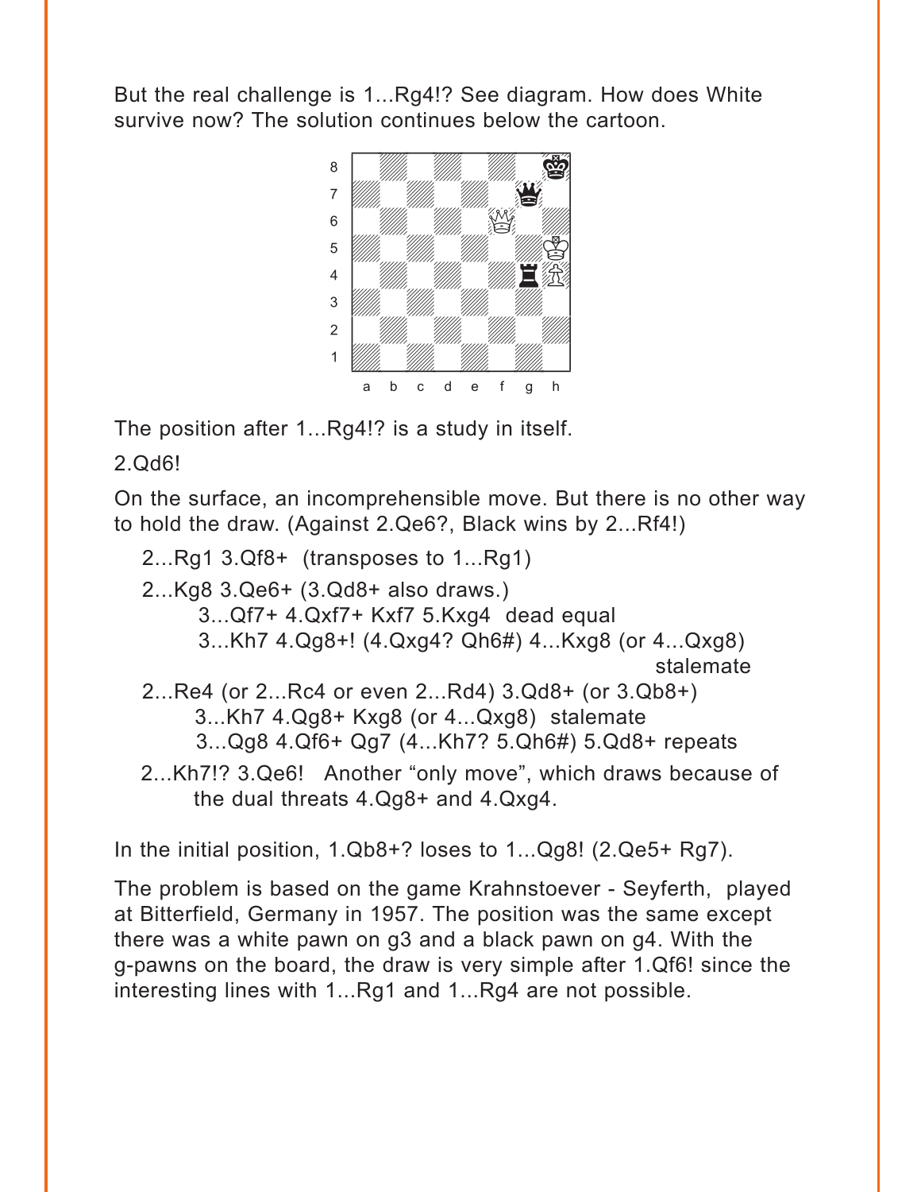But the real challenge is 1...Rg4!? See diagram. How does White survive now? The solution continues below the cartoon.

8
7
6
5
4
3
2
1
a b c d e f g h

The position after 1...Rg4!? is a study in itself.

2.Qd6!

On the surface, an incomprehensible move. But there is no other way to hold the draw. (Against 2.Qe6?, Black wins by 2...Rf4!)

- 2...Rg1 3.Qf8+ (transposes to 1...Rg1)
- 2...Kg8 3.Qe6+ (3.Qd8+ also draws.)
  - 3...Qf7+ 4.Qxf7+ Kxf7 5.Kxg4 dead equal
  - 3...Kh7 4.Qg8+! (4.Qxg4? Qh6#) 4...Kxg8 (or 4...Qxg8) stalemate
- 2...Re4 (or 2...Rc4 or even 2...Rd4) 3.Qd8+ (or 3.Qb8+)
  - 3...Kh7 4.Qg8+ Kxg8 (or 4...Qxg8) stalemate
  - 3...Qg8 4.Qf6+ Qg7 (4...Kh7? 5.Qh6#) 5.Qd8+ repeats
- 2...Kh7!? 3.Qe6! Another "only move", which draws because of the dual threats 4.Qg8+ and 4.Qxg4.

In the initial position, 1.Qb8+? loses to 1...Qg8! (2.Qe5+ Rg7).

The problem is based on the game Krahnstoever - Seyferth, played at Bitterfield, Germany in 1957. The position was the same except there was a white pawn on g3 and a black pawn on g4. With the g-pawns on the board, the draw is very simple after 1.Qf6! since the interesting lines with 1...Rg1 and 1...Rg4 are not possible.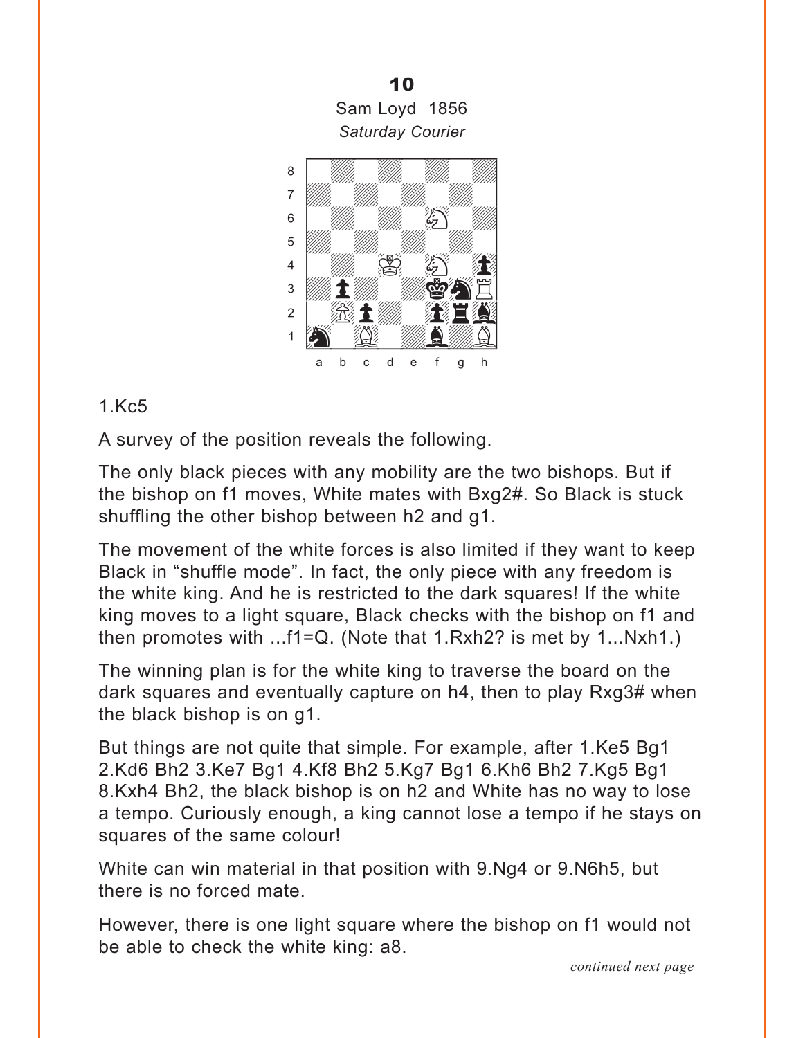## 10

Sam Loyd 1856

*Saturday Courier*

1.Kc5

A survey of the position reveals the following.

The only black pieces with any mobility are the two bishops. But if the bishop on f1 moves, White mates with Bxg2#. So Black is stuck shuffling the other bishop between h2 and g1.

The movement of the white forces is also limited if they want to keep Black in “shuffle mode”. In fact, the only piece with any freedom is the white king. And he is restricted to the dark squares! If the white king moves to a light square, Black checks with the bishop on f1 and then promotes with ...f1=Q. (Note that 1.Rxh2? is met by 1...Nxh1.)

The winning plan is for the white king to traverse the board on the dark squares and eventually capture on h4, then to play Rxg3# when the black bishop is on g1.

But things are not quite that simple. For example, after 1.Ke5 Bg1 2.Kd6 Bh2 3.Ke7 Bg1 4.Kf8 Bh2 5.Kg7 Bg1 6.Kh6 Bh2 7.Kg5 Bg1 8.Kxh4 Bh2, the black bishop is on h2 and White has no way to lose a tempo. Curiously enough, a king cannot lose a tempo if he stays on squares of the same colour!

White can win material in that position with 9.Ng4 or 9.N6h5, but there is no forced mate.

However, there is one light square where the bishop on f1 would not be able to check the white king: a8.

*continued next page*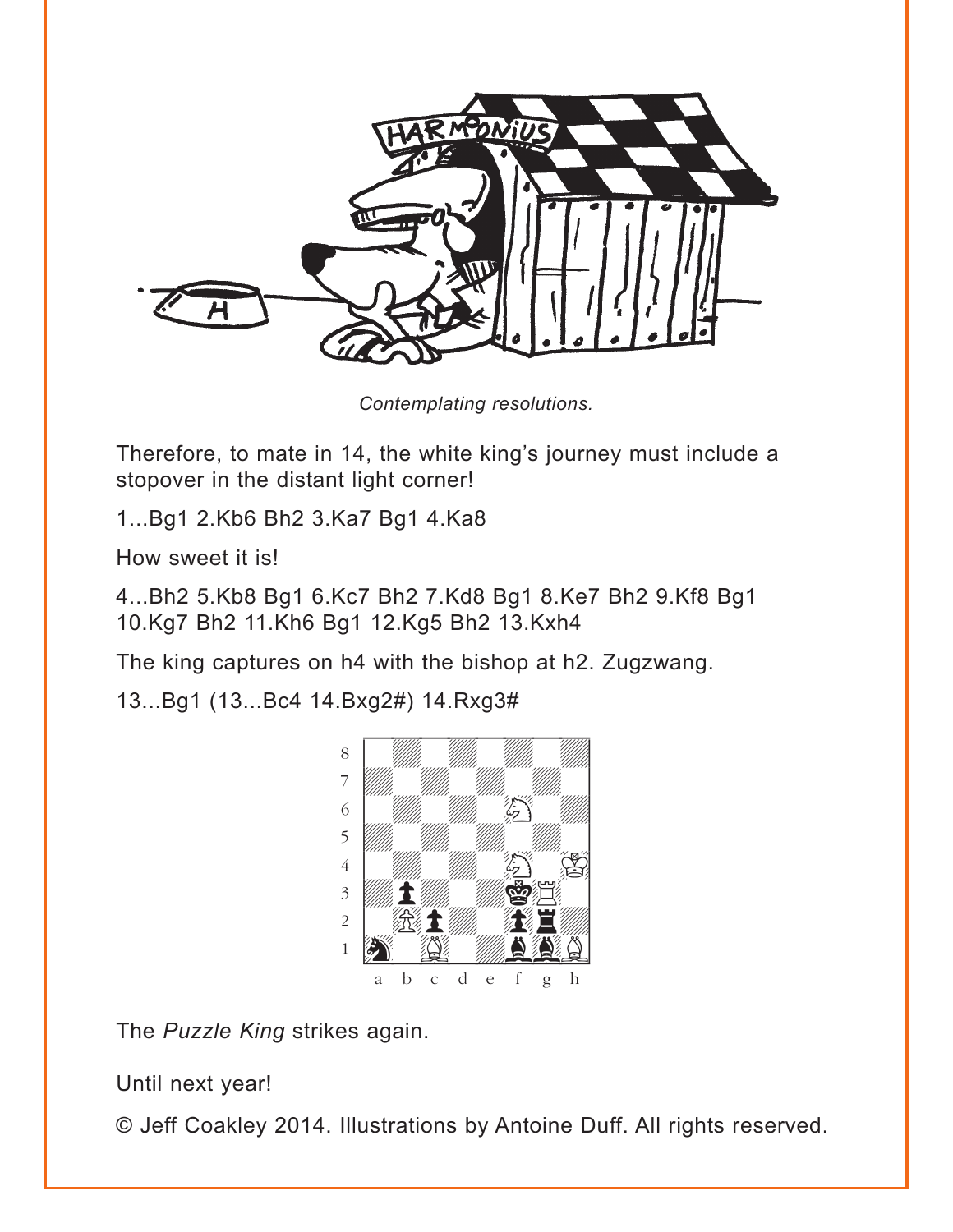*Contemplating resolutions.*

Therefore, to mate in 14, the white king's journey must include a stopover in the distant light corner!

1...Bg1 2.Kb6 Bh2 3.Ka7 Bg1 4.Ka8

How sweet it is!

4...Bh2 5.Kb8 Bg1 6.Kc7 Bh2 7.Kd8 Bg1 8.Ke7 Bh2 9.Kf8 Bg1 10.Kg7 Bh2 11.Kh6 Bg1 12.Kg5 Bh2 13.Kxh4

The king captures on h4 with the bishop at h2. Zugzwang.

13...Bg1 (13...Bc4 14.Bxg2#) 14.Rxg3#

The *Puzzle King* strikes again.

Until next year!

© Jeff Coakley 2014. Illustrations by Antoine Duff. All rights reserved.